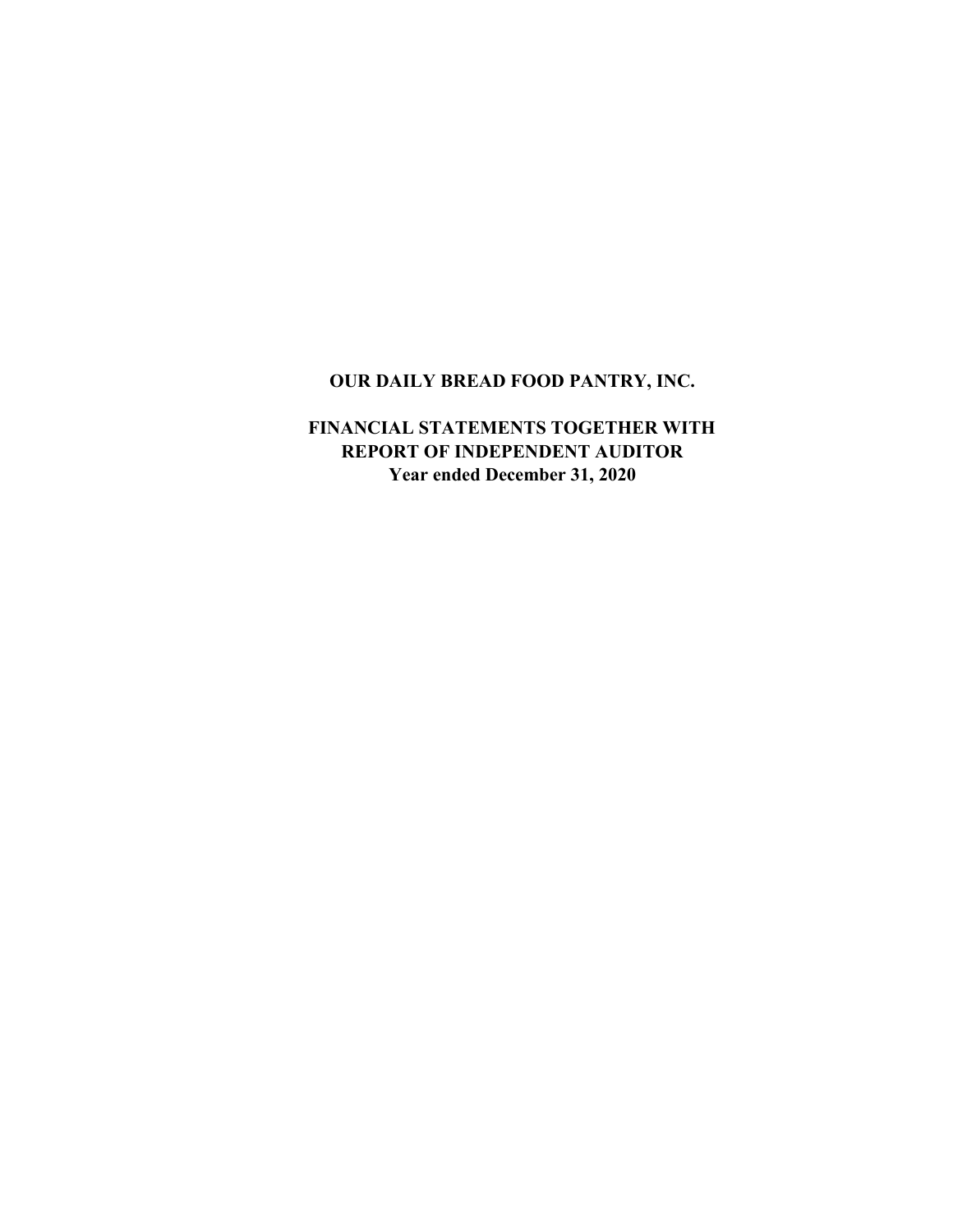# OUR DAILY BREAD FOOD PANTRY, INC.

## FINANCIAL STATEMENTS TOGETHER WITH REPORT OF INDEPENDENT AUDITOR

**Year ended December 31, 2020**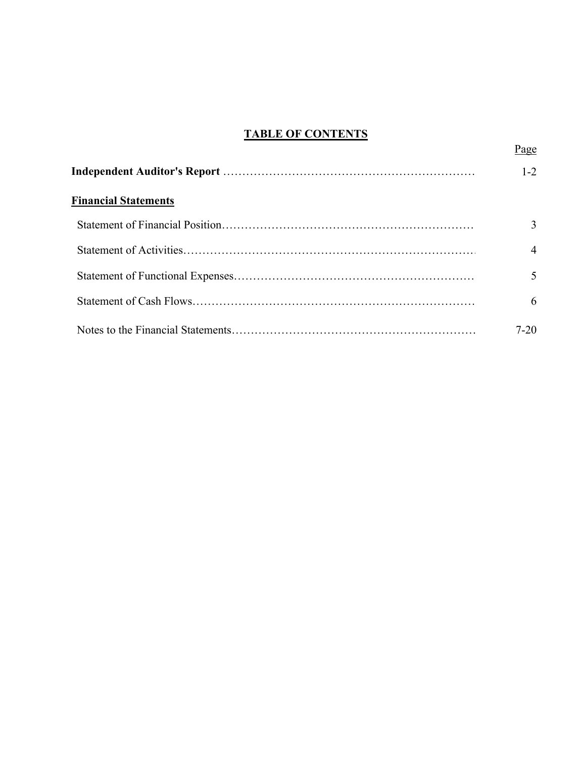# TABLE OF CONTENTS

| | Page |
|---|---|
| **Independent Auditor's Report** | 1-2 |
| **Financial Statements** | |
| Statement of Financial Position | 3 |
| Statement of Activities | 4 |
| Statement of Functional Expenses | 5 |
| Statement of Cash Flows | 6 |
| Notes to the Financial Statements | 7-20 |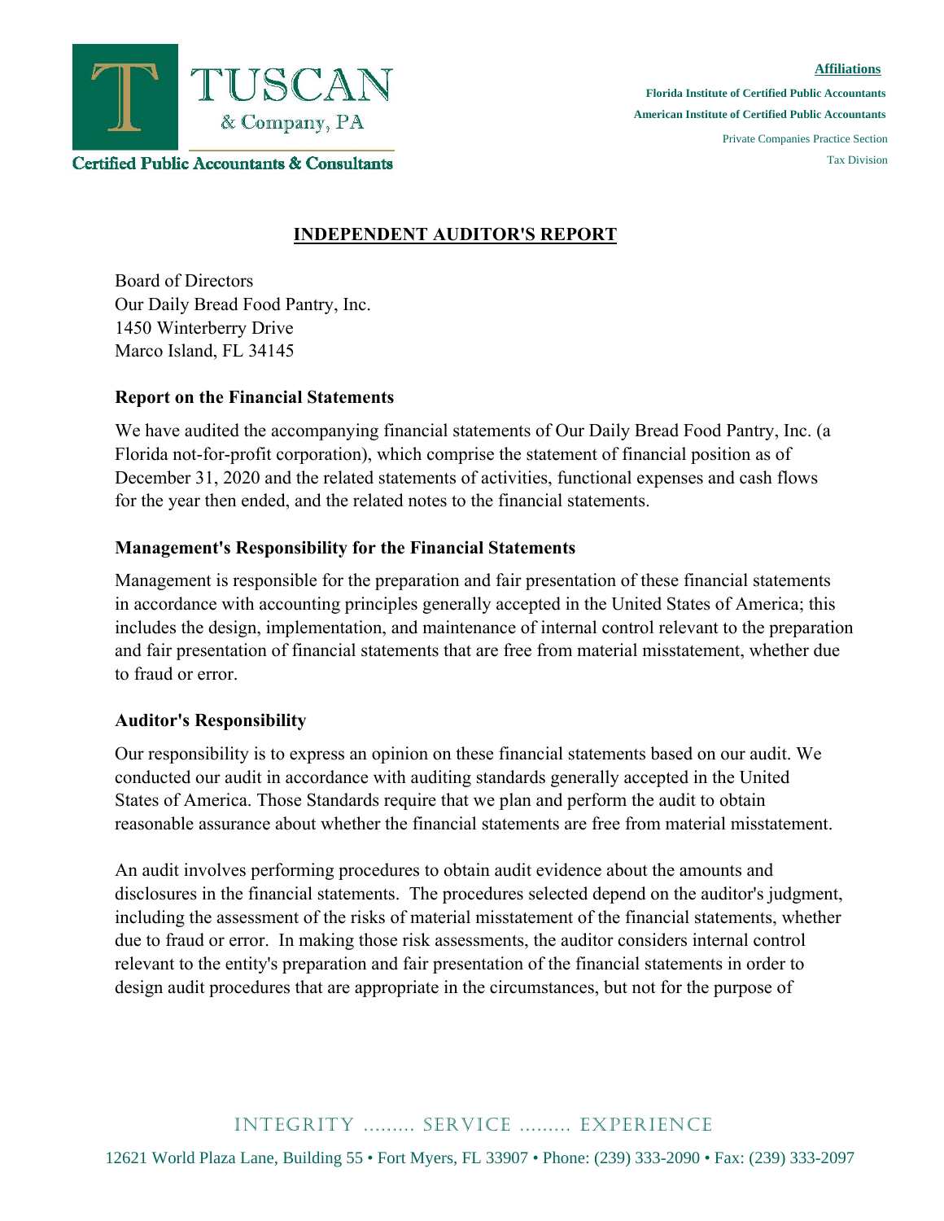**TUSCAN**
& Company, PA

Certified Public Accountants & Consultants

**Affiliations**

**Florida Institute of Certified Public Accountants**

**American Institute of Certified Public Accountants**

Private Companies Practice Section

Tax Division

## INDEPENDENT AUDITOR'S REPORT

Board of Directors
Our Daily Bread Food Pantry, Inc.
1450 Winterberry Drive
Marco Island, FL 34145

### Report on the Financial Statements

We have audited the accompanying financial statements of Our Daily Bread Food Pantry, Inc. (a Florida not-for-profit corporation), which comprise the statement of financial position as of December 31, 2020 and the related statements of activities, functional expenses and cash flows for the year then ended, and the related notes to the financial statements.

### Management's Responsibility for the Financial Statements

Management is responsible for the preparation and fair presentation of these financial statements in accordance with accounting principles generally accepted in the United States of America; this includes the design, implementation, and maintenance of internal control relevant to the preparation and fair presentation of financial statements that are free from material misstatement, whether due to fraud or error.

### Auditor's Responsibility

Our responsibility is to express an opinion on these financial statements based on our audit. We conducted our audit in accordance with auditing standards generally accepted in the United States of America. Those Standards require that we plan and perform the audit to obtain reasonable assurance about whether the financial statements are free from material misstatement.

An audit involves performing procedures to obtain audit evidence about the amounts and disclosures in the financial statements. The procedures selected depend on the auditor's judgment, including the assessment of the risks of material misstatement of the financial statements, whether due to fraud or error. In making those risk assessments, the auditor considers internal control relevant to the entity's preparation and fair presentation of the financial statements in order to design audit procedures that are appropriate in the circumstances, but not for the purpose of

INTEGRITY ......... SERVICE ......... EXPERIENCE

12621 World Plaza Lane, Building 55 • Fort Myers, FL 33907 • Phone: (239) 333-2090 • Fax: (239) 333-2097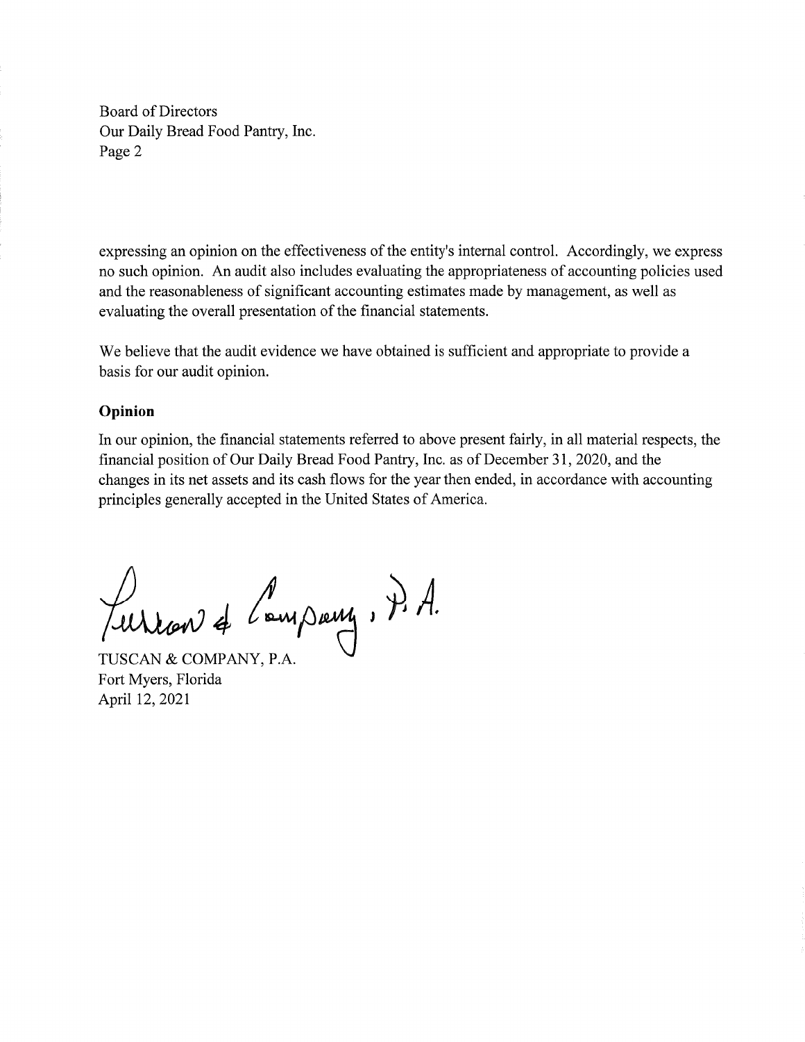Board of Directors
Our Daily Bread Food Pantry, Inc.
Page 2

expressing an opinion on the effectiveness of the entity's internal control. Accordingly, we express no such opinion. An audit also includes evaluating the appropriateness of accounting policies used and the reasonableness of significant accounting estimates made by management, as well as evaluating the overall presentation of the financial statements.

We believe that the audit evidence we have obtained is sufficient and appropriate to provide a basis for our audit opinion.

**Opinion**

In our opinion, the financial statements referred to above present fairly, in all material respects, the financial position of Our Daily Bread Food Pantry, Inc. as of December 31, 2020, and the changes in its net assets and its cash flows for the year then ended, in accordance with accounting principles generally accepted in the United States of America.

Tuscan & Company, P.A.

TUSCAN & COMPANY, P.A.
Fort Myers, Florida
April 12, 2021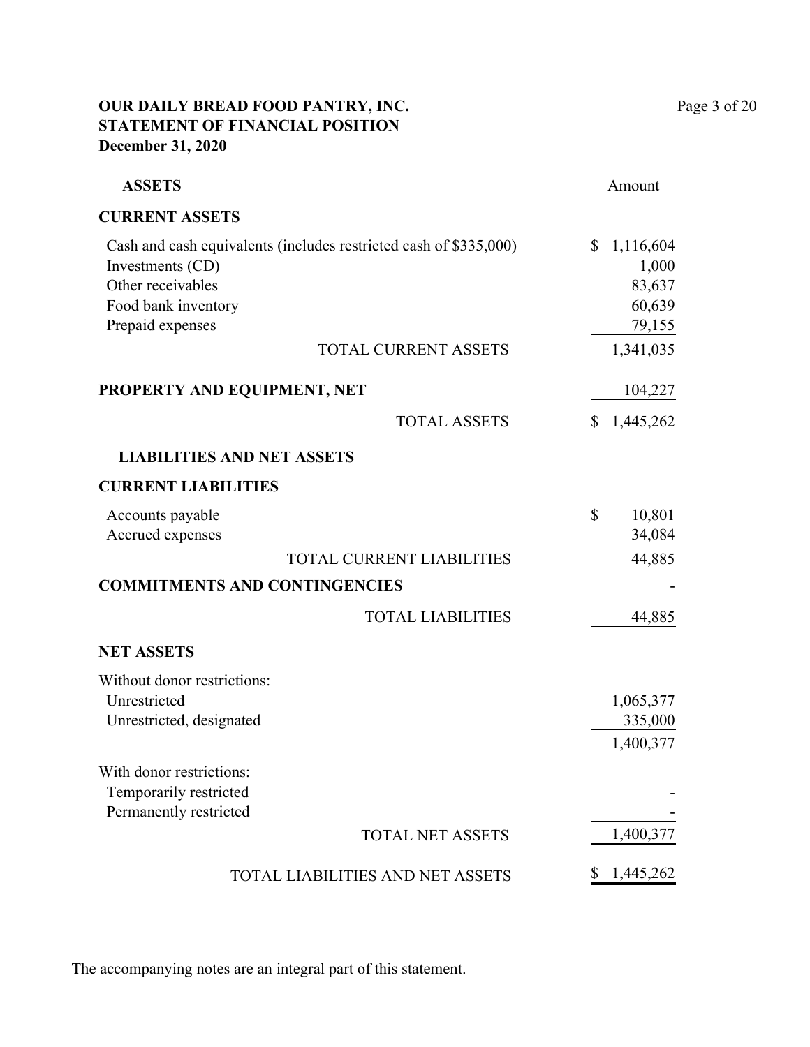**OUR DAILY BREAD FOOD PANTRY, INC.**
**STATEMENT OF FINANCIAL POSITION**
**December 31, 2020**

| | Amount |
|---|---|
| **ASSETS** | |
| **CURRENT ASSETS** | |
| Cash and cash equivalents (includes restricted cash of $335,000) | $ 1,116,604 |
| Investments (CD) | 1,000 |
| Other receivables | 83,637 |
| Food bank inventory | 60,639 |
| Prepaid expenses | 79,155 |
| TOTAL CURRENT ASSETS | 1,341,035 |
| **PROPERTY AND EQUIPMENT, NET** | 104,227 |
| TOTAL ASSETS | $ 1,445,262 |
| **LIABILITIES AND NET ASSETS** | |
| **CURRENT LIABILITIES** | |
| Accounts payable | $ 10,801 |
| Accrued expenses | 34,084 |
| TOTAL CURRENT LIABILITIES | 44,885 |
| **COMMITMENTS AND CONTINGENCIES** | - |
| TOTAL LIABILITIES | 44,885 |
| **NET ASSETS** | |
| Without donor restrictions: | |
| Unrestricted | 1,065,377 |
| Unrestricted, designated | 335,000 |
| | 1,400,377 |
| With donor restrictions: | |
| Temporarily restricted | - |
| Permanently restricted | - |
| TOTAL NET ASSETS | 1,400,377 |
| TOTAL LIABILITIES AND NET ASSETS | $ 1,445,262 |

The accompanying notes are an integral part of this statement.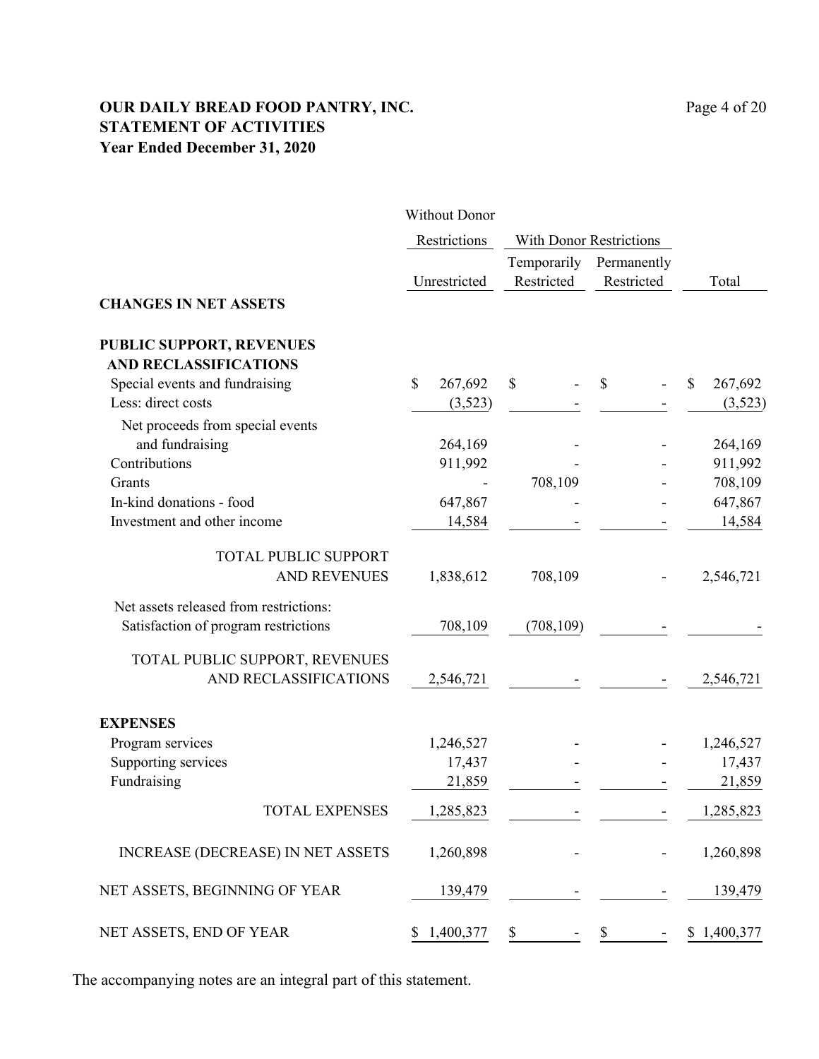**OUR DAILY BREAD FOOD PANTRY, INC.**
**STATEMENT OF ACTIVITIES**
**Year Ended December 31, 2020**

| | Without Donor Restrictions | With Donor Restrictions | | |
|---|---|---|---|---|
| | Unrestricted | Temporarily Restricted | Permanently Restricted | Total |
| **CHANGES IN NET ASSETS** | | | | |
| **PUBLIC SUPPORT, REVENUES AND RECLASSIFICATIONS** | | | | |
| Special events and fundraising | $ 267,692 | $ - | $ - | $ 267,692 |
| Less: direct costs | (3,523) | - | - | (3,523) |
| Net proceeds from special events and fundraising | 264,169 | - | - | 264,169 |
| Contributions | 911,992 | - | - | 911,992 |
| Grants | - | 708,109 | - | 708,109 |
| In-kind donations - food | 647,867 | - | - | 647,867 |
| Investment and other income | 14,584 | - | - | 14,584 |
| TOTAL PUBLIC SUPPORT AND REVENUES | 1,838,612 | 708,109 | - | 2,546,721 |
| Net assets released from restrictions: | | | | |
| Satisfaction of program restrictions | 708,109 | (708,109) | - | - |
| TOTAL PUBLIC SUPPORT, REVENUES AND RECLASSIFICATIONS | 2,546,721 | - | - | 2,546,721 |
| **EXPENSES** | | | | |
| Program services | 1,246,527 | - | - | 1,246,527 |
| Supporting services | 17,437 | - | - | 17,437 |
| Fundraising | 21,859 | - | - | 21,859 |
| TOTAL EXPENSES | 1,285,823 | - | - | 1,285,823 |
| INCREASE (DECREASE) IN NET ASSETS | 1,260,898 | - | - | 1,260,898 |
| NET ASSETS, BEGINNING OF YEAR | 139,479 | - | - | 139,479 |
| NET ASSETS, END OF YEAR | $ 1,400,377 | $ - | $ - | $ 1,400,377 |

The accompanying notes are an integral part of this statement.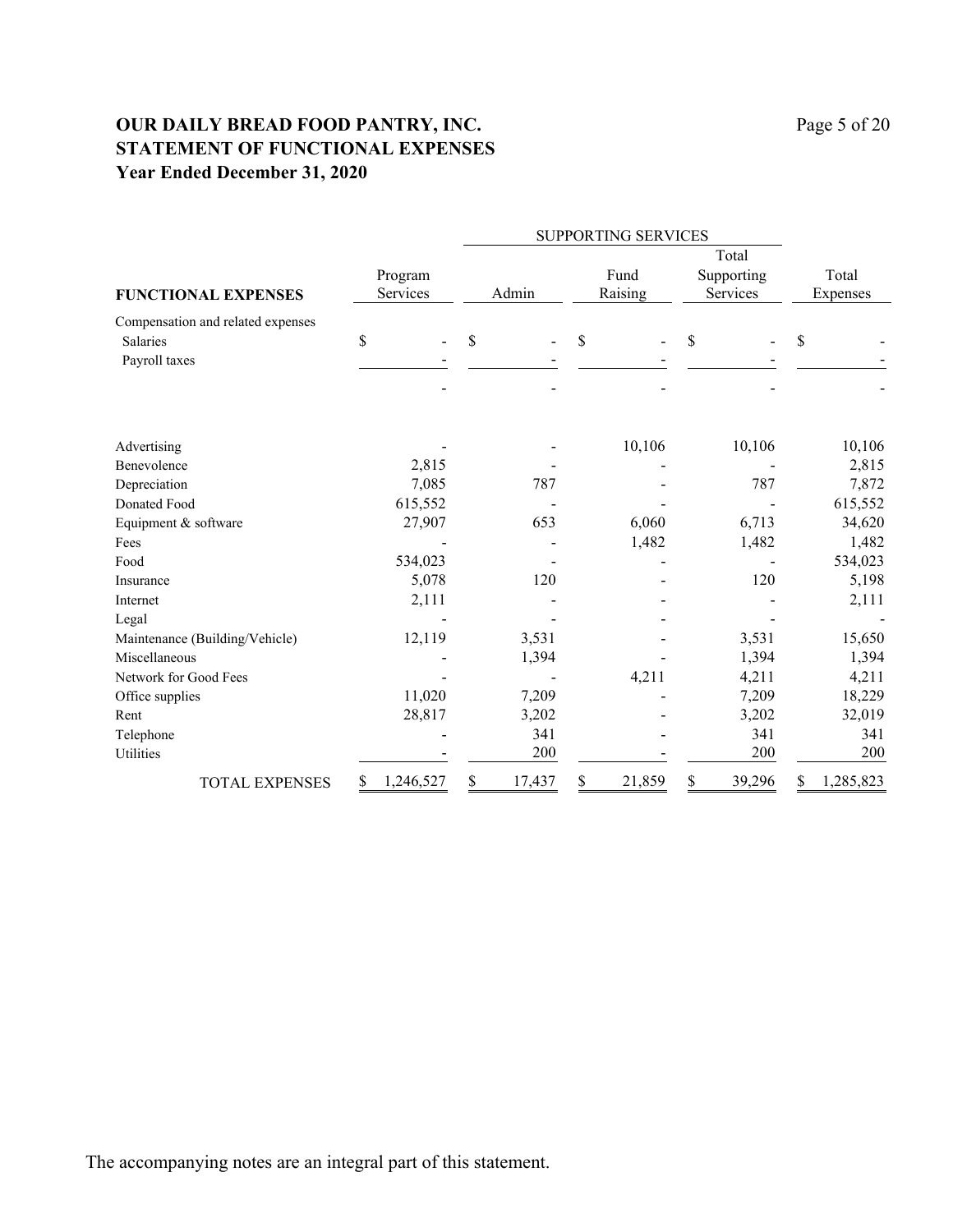**OUR DAILY BREAD FOOD PANTRY, INC.**
**STATEMENT OF FUNCTIONAL EXPENSES**
**Year Ended December 31, 2020**

| | | SUPPORTING SERVICES | | | |
|---|---|---|---|---|---|
| **FUNCTIONAL EXPENSES** | Program Services | Admin | Fund Raising | Total Supporting Services | Total Expenses |
| Compensation and related expenses | | | | | |
| Salaries | $ - | $ - | $ - | $ - | $ - |
| Payroll taxes | - | - | - | - | - |
| | - | - | - | - | - |
| Advertising | - | - | 10,106 | 10,106 | 10,106 |
| Benevolence | 2,815 | - | - | - | 2,815 |
| Depreciation | 7,085 | 787 | - | 787 | 7,872 |
| Donated Food | 615,552 | - | - | - | 615,552 |
| Equipment & software | 27,907 | 653 | 6,060 | 6,713 | 34,620 |
| Fees | - | - | 1,482 | 1,482 | 1,482 |
| Food | 534,023 | - | - | - | 534,023 |
| Insurance | 5,078 | 120 | - | 120 | 5,198 |
| Internet | 2,111 | - | - | - | 2,111 |
| Legal | - | - | - | - | - |
| Maintenance (Building/Vehicle) | 12,119 | 3,531 | - | 3,531 | 15,650 |
| Miscellaneous | - | 1,394 | - | 1,394 | 1,394 |
| Network for Good Fees | - | - | 4,211 | 4,211 | 4,211 |
| Office supplies | 11,020 | 7,209 | - | 7,209 | 18,229 |
| Rent | 28,817 | 3,202 | - | 3,202 | 32,019 |
| Telephone | - | 341 | - | 341 | 341 |
| Utilities | - | 200 | - | 200 | 200 |
| TOTAL EXPENSES | $ 1,246,527 | $ 17,437 | $ 21,859 | $ 39,296 | $ 1,285,823 |

The accompanying notes are an integral part of this statement.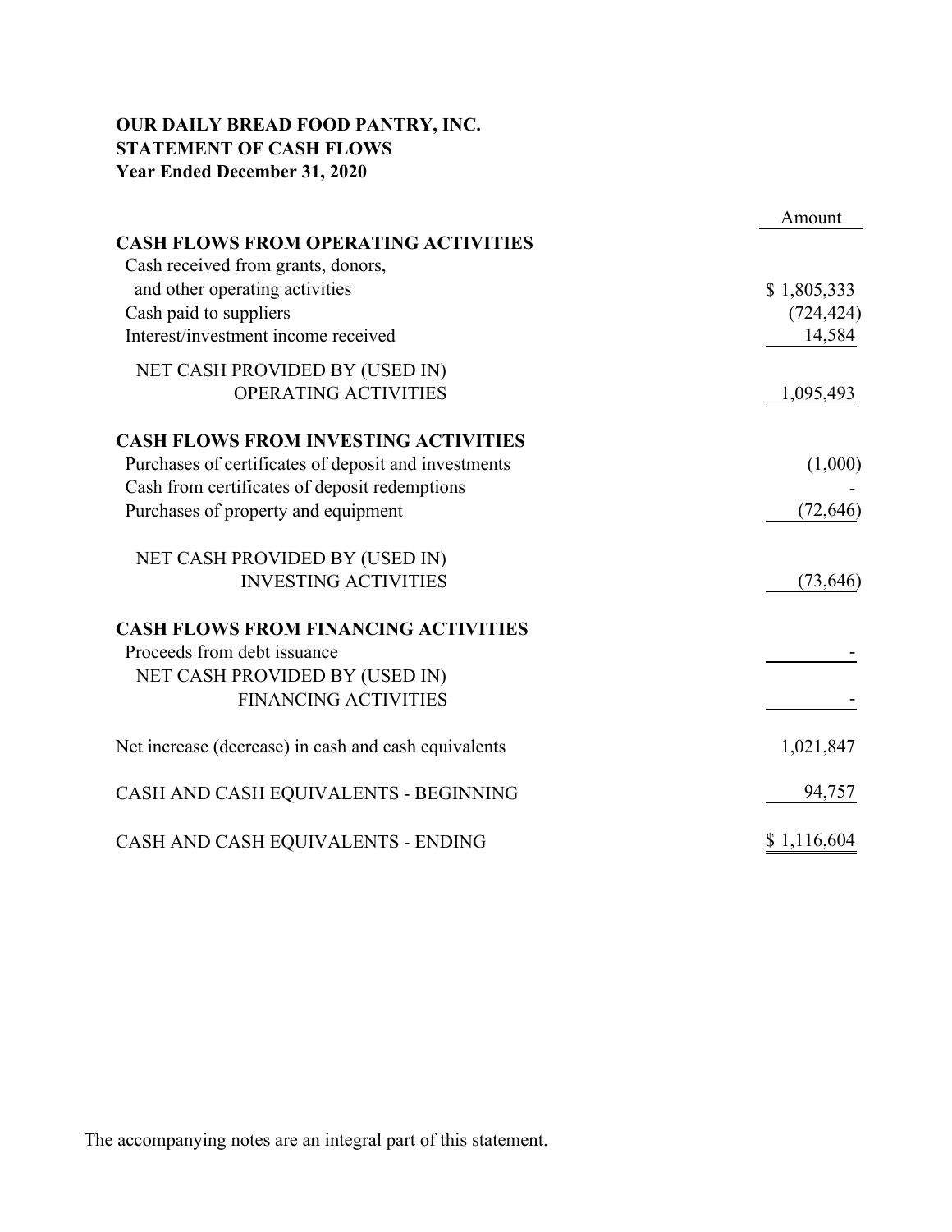**OUR DAILY BREAD FOOD PANTRY, INC.**
**STATEMENT OF CASH FLOWS**
**Year Ended December 31, 2020**

| | Amount |
|---|---|
| **CASH FLOWS FROM OPERATING ACTIVITIES** | |
| Cash received from grants, donors, and other operating activities | $ 1,805,333 |
| Cash paid to suppliers | (724,424) |
| Interest/investment income received | 14,584 |
| NET CASH PROVIDED BY (USED IN) OPERATING ACTIVITIES | 1,095,493 |
| **CASH FLOWS FROM INVESTING ACTIVITIES** | |
| Purchases of certificates of deposit and investments | (1,000) |
| Cash from certificates of deposit redemptions | - |
| Purchases of property and equipment | (72,646) |
| NET CASH PROVIDED BY (USED IN) INVESTING ACTIVITIES | (73,646) |
| **CASH FLOWS FROM FINANCING ACTIVITIES** | |
| Proceeds from debt issuance | - |
| NET CASH PROVIDED BY (USED IN) FINANCING ACTIVITIES | - |
| Net increase (decrease) in cash and cash equivalents | 1,021,847 |
| CASH AND CASH EQUIVALENTS - BEGINNING | 94,757 |
| CASH AND CASH EQUIVALENTS - ENDING | $ 1,116,604 |

The accompanying notes are an integral part of this statement.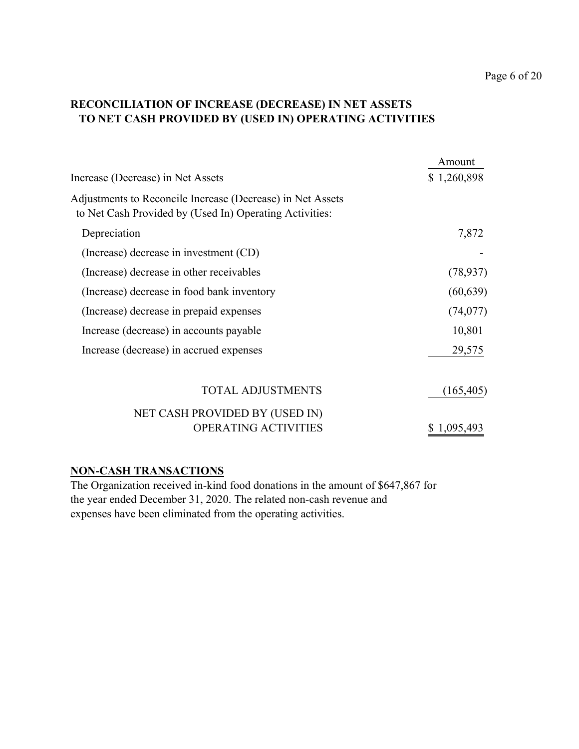## RECONCILIATION OF INCREASE (DECREASE) IN NET ASSETS TO NET CASH PROVIDED BY (USED IN) OPERATING ACTIVITIES

| | Amount |
|---|---|
| Increase (Decrease) in Net Assets | $ 1,260,898 |
| Adjustments to Reconcile Increase (Decrease) in Net Assets to Net Cash Provided by (Used In) Operating Activities: | |
| Depreciation | 7,872 |
| (Increase) decrease in investment (CD) | - |
| (Increase) decrease in other receivables | (78,937) |
| (Increase) decrease in food bank inventory | (60,639) |
| (Increase) decrease in prepaid expenses | (74,077) |
| Increase (decrease) in accounts payable | 10,801 |
| Increase (decrease) in accrued expenses | 29,575 |
| TOTAL ADJUSTMENTS | (165,405) |
| NET CASH PROVIDED BY (USED IN) OPERATING ACTIVITIES | $ 1,095,493 |

**NON-CASH TRANSACTIONS**

The Organization received in-kind food donations in the amount of $647,867 for the year ended December 31, 2020. The related non-cash revenue and expenses have been eliminated from the operating activities.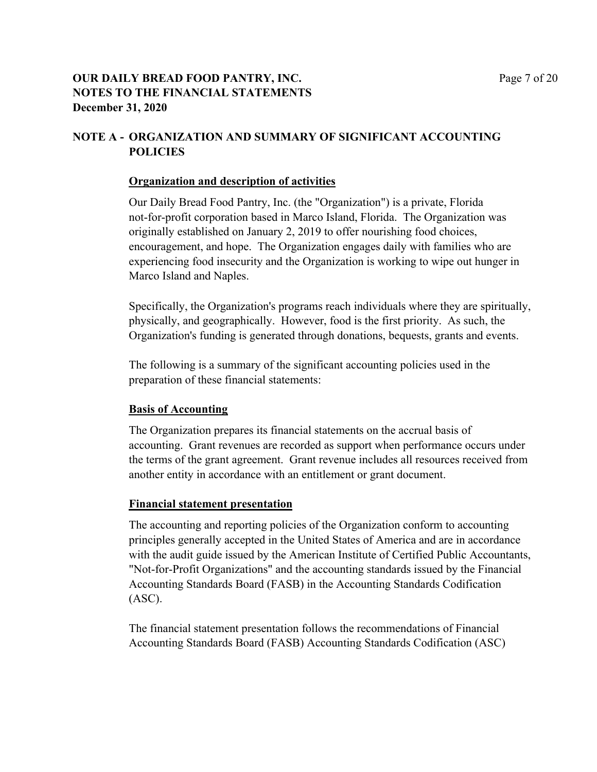**OUR DAILY BREAD FOOD PANTRY, INC.**
**NOTES TO THE FINANCIAL STATEMENTS**
**December 31, 2020**

## NOTE A - ORGANIZATION AND SUMMARY OF SIGNIFICANT ACCOUNTING POLICIES

**Organization and description of activities**

Our Daily Bread Food Pantry, Inc. (the "Organization") is a private, Florida not-for-profit corporation based in Marco Island, Florida. The Organization was originally established on January 2, 2019 to offer nourishing food choices, encouragement, and hope. The Organization engages daily with families who are experiencing food insecurity and the Organization is working to wipe out hunger in Marco Island and Naples.

Specifically, the Organization's programs reach individuals where they are spiritually, physically, and geographically. However, food is the first priority. As such, the Organization's funding is generated through donations, bequests, grants and events.

The following is a summary of the significant accounting policies used in the preparation of these financial statements:

**Basis of Accounting**

The Organization prepares its financial statements on the accrual basis of accounting. Grant revenues are recorded as support when performance occurs under the terms of the grant agreement. Grant revenue includes all resources received from another entity in accordance with an entitlement or grant document.

**Financial statement presentation**

The accounting and reporting policies of the Organization conform to accounting principles generally accepted in the United States of America and are in accordance with the audit guide issued by the American Institute of Certified Public Accountants, "Not-for-Profit Organizations" and the accounting standards issued by the Financial Accounting Standards Board (FASB) in the Accounting Standards Codification (ASC).

The financial statement presentation follows the recommendations of Financial Accounting Standards Board (FASB) Accounting Standards Codification (ASC)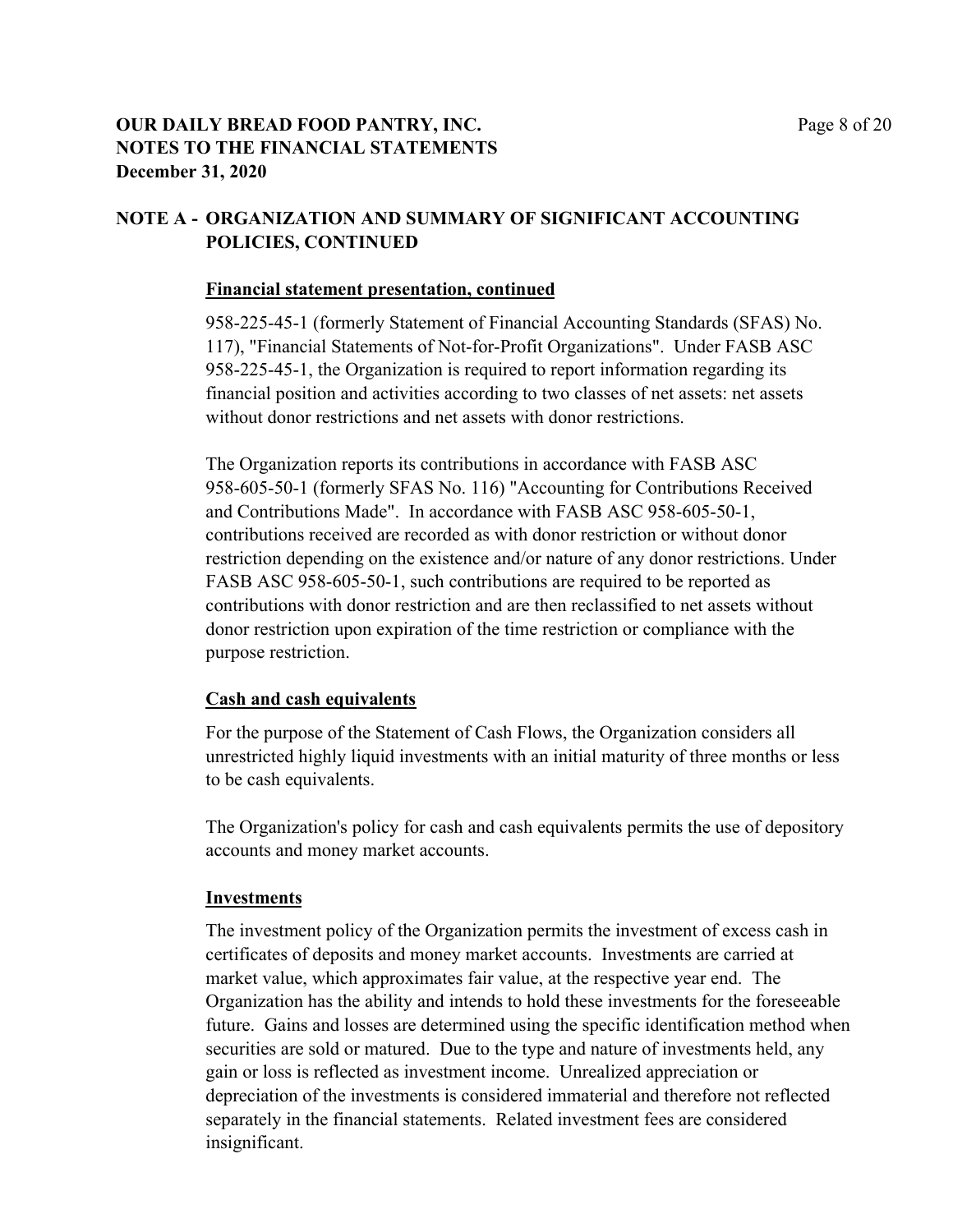# OUR DAILY BREAD FOOD PANTRY, INC.
## NOTES TO THE FINANCIAL STATEMENTS
## December 31, 2020

## NOTE A - ORGANIZATION AND SUMMARY OF SIGNIFICANT ACCOUNTING POLICIES, CONTINUED

### Financial statement presentation, continued

958-225-45-1 (formerly Statement of Financial Accounting Standards (SFAS) No. 117), "Financial Statements of Not-for-Profit Organizations". Under FASB ASC 958-225-45-1, the Organization is required to report information regarding its financial position and activities according to two classes of net assets: net assets without donor restrictions and net assets with donor restrictions.

The Organization reports its contributions in accordance with FASB ASC 958-605-50-1 (formerly SFAS No. 116) "Accounting for Contributions Received and Contributions Made". In accordance with FASB ASC 958-605-50-1, contributions received are recorded as with donor restriction or without donor restriction depending on the existence and/or nature of any donor restrictions. Under FASB ASC 958-605-50-1, such contributions are required to be reported as contributions with donor restriction and are then reclassified to net assets without donor restriction upon expiration of the time restriction or compliance with the purpose restriction.

### Cash and cash equivalents

For the purpose of the Statement of Cash Flows, the Organization considers all unrestricted highly liquid investments with an initial maturity of three months or less to be cash equivalents.

The Organization's policy for cash and cash equivalents permits the use of depository accounts and money market accounts.

### Investments

The investment policy of the Organization permits the investment of excess cash in certificates of deposits and money market accounts. Investments are carried at market value, which approximates fair value, at the respective year end. The Organization has the ability and intends to hold these investments for the foreseeable future. Gains and losses are determined using the specific identification method when securities are sold or matured. Due to the type and nature of investments held, any gain or loss is reflected as investment income. Unrealized appreciation or depreciation of the investments is considered immaterial and therefore not reflected separately in the financial statements. Related investment fees are considered insignificant.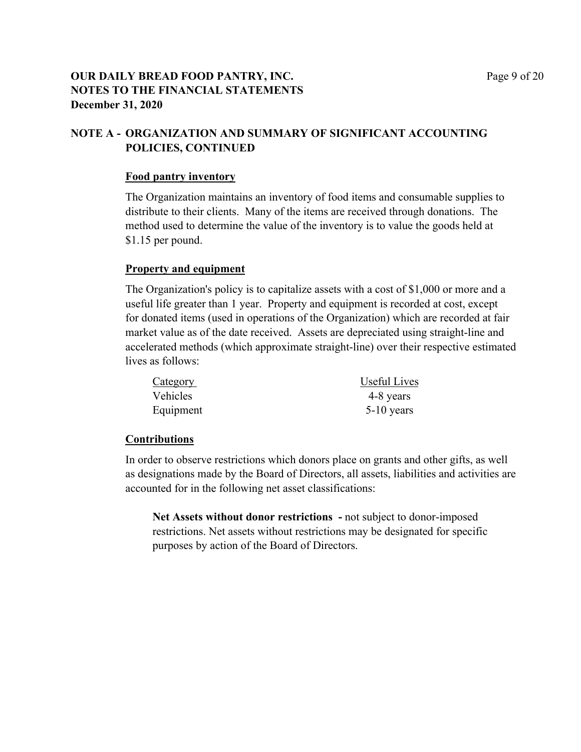# OUR DAILY BREAD FOOD PANTRY, INC.
## NOTES TO THE FINANCIAL STATEMENTS
## December 31, 2020

## NOTE A - ORGANIZATION AND SUMMARY OF SIGNIFICANT ACCOUNTING POLICIES, CONTINUED

### Food pantry inventory

The Organization maintains an inventory of food items and consumable supplies to distribute to their clients. Many of the items are received through donations. The method used to determine the value of the inventory is to value the goods held at $1.15 per pound.

### Property and equipment

The Organization's policy is to capitalize assets with a cost of $1,000 or more and a useful life greater than 1 year. Property and equipment is recorded at cost, except for donated items (used in operations of the Organization) which are recorded at fair market value as of the date received. Assets are depreciated using straight-line and accelerated methods (which approximate straight-line) over their respective estimated lives as follows:

| Category | Useful Lives |
|---|---|
| Vehicles | 4-8 years |
| Equipment | 5-10 years |

### Contributions

In order to observe restrictions which donors place on grants and other gifts, as well as designations made by the Board of Directors, all assets, liabilities and activities are accounted for in the following net asset classifications:

**Net Assets without donor restrictions -** not subject to donor-imposed restrictions. Net assets without restrictions may be designated for specific purposes by action of the Board of Directors.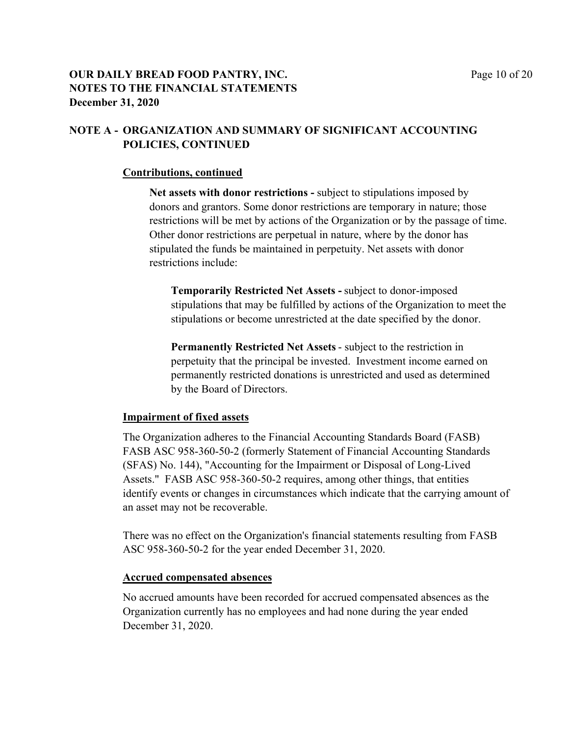**OUR DAILY BREAD FOOD PANTRY, INC.**
**NOTES TO THE FINANCIAL STATEMENTS**
**December 31, 2020**

## NOTE A - ORGANIZATION AND SUMMARY OF SIGNIFICANT ACCOUNTING POLICIES, CONTINUED

### Contributions, continued

**Net assets with donor restrictions -** subject to stipulations imposed by donors and grantors. Some donor restrictions are temporary in nature; those restrictions will be met by actions of the Organization or by the passage of time. Other donor restrictions are perpetual in nature, where by the donor has stipulated the funds be maintained in perpetuity. Net assets with donor restrictions include:

**Temporarily Restricted Net Assets -** subject to donor-imposed stipulations that may be fulfilled by actions of the Organization to meet the stipulations or become unrestricted at the date specified by the donor.

**Permanently Restricted Net Assets** - subject to the restriction in perpetuity that the principal be invested. Investment income earned on permanently restricted donations is unrestricted and used as determined by the Board of Directors.

### Impairment of fixed assets

The Organization adheres to the Financial Accounting Standards Board (FASB) FASB ASC 958-360-50-2 (formerly Statement of Financial Accounting Standards (SFAS) No. 144), "Accounting for the Impairment or Disposal of Long-Lived Assets." FASB ASC 958-360-50-2 requires, among other things, that entities identify events or changes in circumstances which indicate that the carrying amount of an asset may not be recoverable.

There was no effect on the Organization's financial statements resulting from FASB ASC 958-360-50-2 for the year ended December 31, 2020.

### Accrued compensated absences

No accrued amounts have been recorded for accrued compensated absences as the Organization currently has no employees and had none during the year ended December 31, 2020.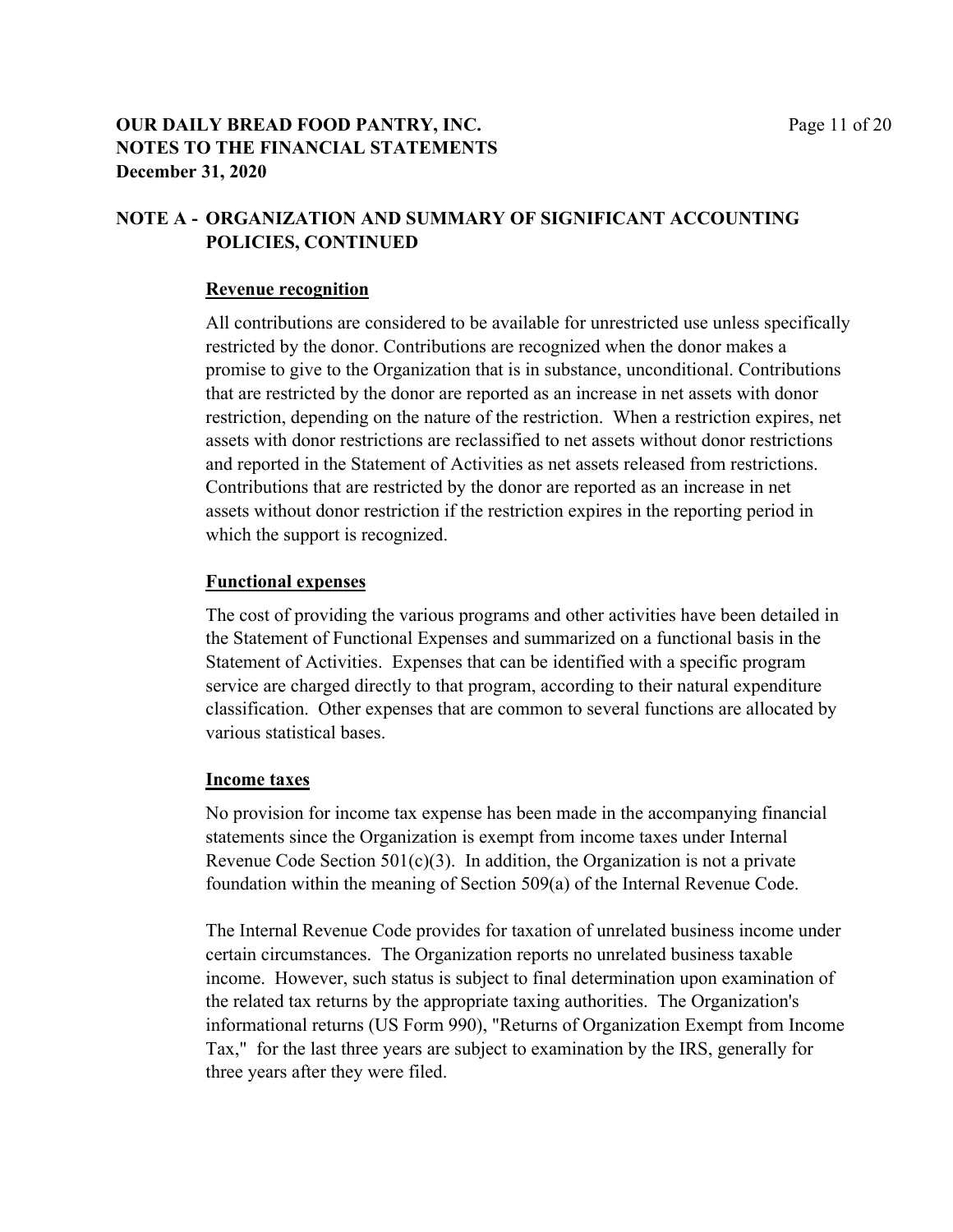## NOTE A - ORGANIZATION AND SUMMARY OF SIGNIFICANT ACCOUNTING POLICIES, CONTINUED

### Revenue recognition

All contributions are considered to be available for unrestricted use unless specifically restricted by the donor. Contributions are recognized when the donor makes a promise to give to the Organization that is in substance, unconditional. Contributions that are restricted by the donor are reported as an increase in net assets with donor restriction, depending on the nature of the restriction. When a restriction expires, net assets with donor restrictions are reclassified to net assets without donor restrictions and reported in the Statement of Activities as net assets released from restrictions. Contributions that are restricted by the donor are reported as an increase in net assets without donor restriction if the restriction expires in the reporting period in which the support is recognized.

### Functional expenses

The cost of providing the various programs and other activities have been detailed in the Statement of Functional Expenses and summarized on a functional basis in the Statement of Activities. Expenses that can be identified with a specific program service are charged directly to that program, according to their natural expenditure classification. Other expenses that are common to several functions are allocated by various statistical bases.

### Income taxes

No provision for income tax expense has been made in the accompanying financial statements since the Organization is exempt from income taxes under Internal Revenue Code Section 501(c)(3). In addition, the Organization is not a private foundation within the meaning of Section 509(a) of the Internal Revenue Code.

The Internal Revenue Code provides for taxation of unrelated business income under certain circumstances. The Organization reports no unrelated business taxable income. However, such status is subject to final determination upon examination of the related tax returns by the appropriate taxing authorities. The Organization's informational returns (US Form 990), "Returns of Organization Exempt from Income Tax," for the last three years are subject to examination by the IRS, generally for three years after they were filed.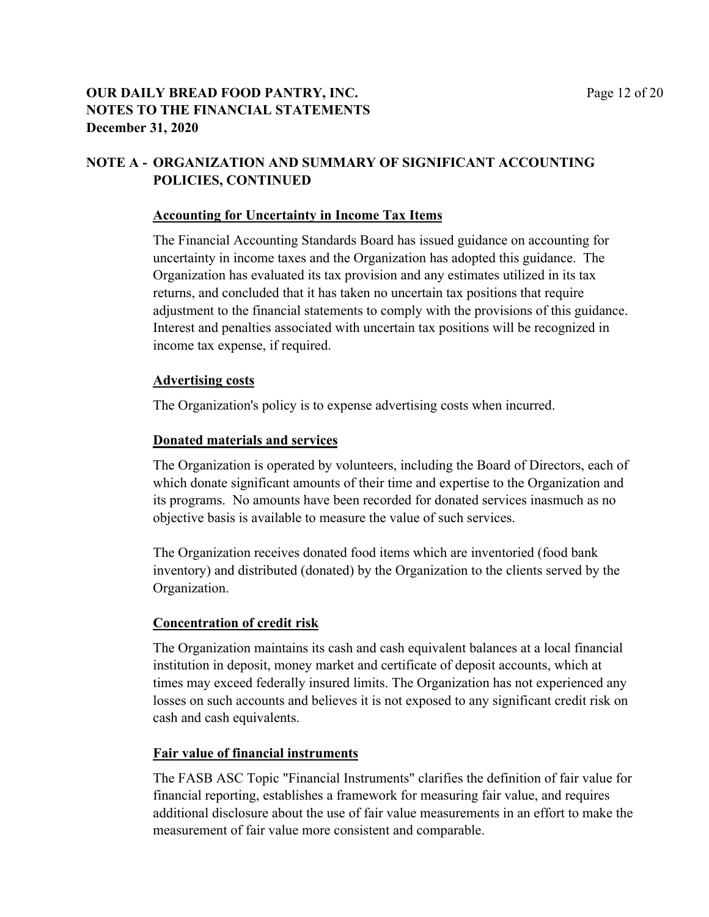**OUR DAILY BREAD FOOD PANTRY, INC.**
**NOTES TO THE FINANCIAL STATEMENTS**
**December 31, 2020**

## NOTE A - ORGANIZATION AND SUMMARY OF SIGNIFICANT ACCOUNTING POLICIES, CONTINUED

### Accounting for Uncertainty in Income Tax Items

The Financial Accounting Standards Board has issued guidance on accounting for uncertainty in income taxes and the Organization has adopted this guidance. The Organization has evaluated its tax provision and any estimates utilized in its tax returns, and concluded that it has taken no uncertain tax positions that require adjustment to the financial statements to comply with the provisions of this guidance. Interest and penalties associated with uncertain tax positions will be recognized in income tax expense, if required.

### Advertising costs

The Organization's policy is to expense advertising costs when incurred.

### Donated materials and services

The Organization is operated by volunteers, including the Board of Directors, each of which donate significant amounts of their time and expertise to the Organization and its programs. No amounts have been recorded for donated services inasmuch as no objective basis is available to measure the value of such services.

The Organization receives donated food items which are inventoried (food bank inventory) and distributed (donated) by the Organization to the clients served by the Organization.

### Concentration of credit risk

The Organization maintains its cash and cash equivalent balances at a local financial institution in deposit, money market and certificate of deposit accounts, which at times may exceed federally insured limits. The Organization has not experienced any losses on such accounts and believes it is not exposed to any significant credit risk on cash and cash equivalents.

### Fair value of financial instruments

The FASB ASC Topic "Financial Instruments" clarifies the definition of fair value for financial reporting, establishes a framework for measuring fair value, and requires additional disclosure about the use of fair value measurements in an effort to make the measurement of fair value more consistent and comparable.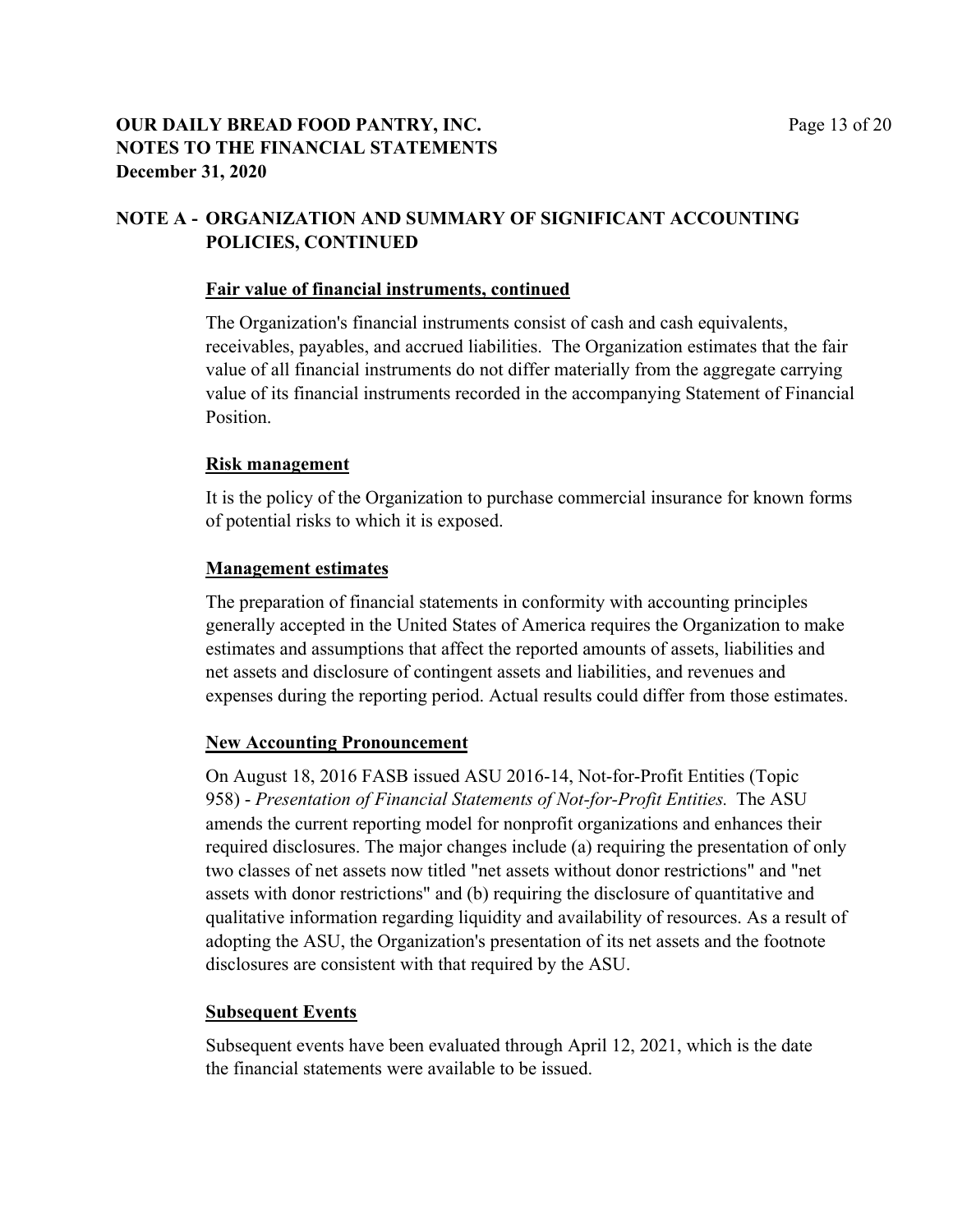# OUR DAILY BREAD FOOD PANTRY, INC.
# NOTES TO THE FINANCIAL STATEMENTS
# December 31, 2020

## NOTE A - ORGANIZATION AND SUMMARY OF SIGNIFICANT ACCOUNTING POLICIES, CONTINUED

### Fair value of financial instruments, continued

The Organization's financial instruments consist of cash and cash equivalents, receivables, payables, and accrued liabilities. The Organization estimates that the fair value of all financial instruments do not differ materially from the aggregate carrying value of its financial instruments recorded in the accompanying Statement of Financial Position.

### Risk management

It is the policy of the Organization to purchase commercial insurance for known forms of potential risks to which it is exposed.

### Management estimates

The preparation of financial statements in conformity with accounting principles generally accepted in the United States of America requires the Organization to make estimates and assumptions that affect the reported amounts of assets, liabilities and net assets and disclosure of contingent assets and liabilities, and revenues and expenses during the reporting period. Actual results could differ from those estimates.

### New Accounting Pronouncement

On August 18, 2016 FASB issued ASU 2016-14, Not-for-Profit Entities (Topic 958) - *Presentation of Financial Statements of Not-for-Profit Entities.* The ASU amends the current reporting model for nonprofit organizations and enhances their required disclosures. The major changes include (a) requiring the presentation of only two classes of net assets now titled "net assets without donor restrictions" and "net assets with donor restrictions" and (b) requiring the disclosure of quantitative and qualitative information regarding liquidity and availability of resources. As a result of adopting the ASU, the Organization's presentation of its net assets and the footnote disclosures are consistent with that required by the ASU.

### Subsequent Events

Subsequent events have been evaluated through April 12, 2021, which is the date the financial statements were available to be issued.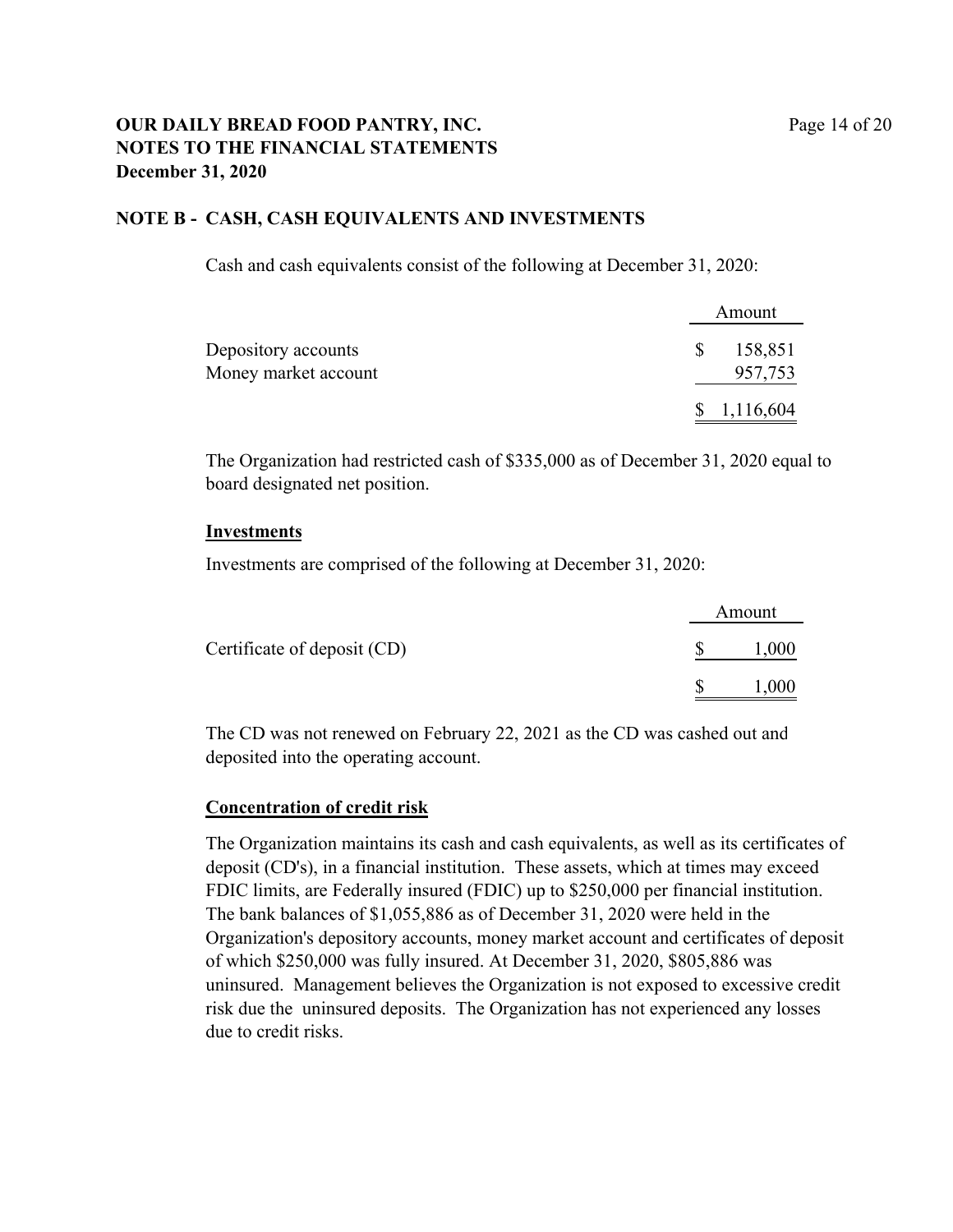**OUR DAILY BREAD FOOD PANTRY, INC.**
**NOTES TO THE FINANCIAL STATEMENTS**
**December 31, 2020**

## NOTE B - CASH, CASH EQUIVALENTS AND INVESTMENTS

Cash and cash equivalents consist of the following at December 31, 2020:

| | Amount |
|---|---|
| Depository accounts | $ 158,851 |
| Money market account | 957,753 |
| | $ 1,116,604 |

The Organization had restricted cash of $335,000 as of December 31, 2020 equal to board designated net position.

### Investments

Investments are comprised of the following at December 31, 2020:

| | Amount |
|---|---|
| Certificate of deposit (CD) | $ 1,000 |
| | $ 1,000 |

The CD was not renewed on February 22, 2021 as the CD was cashed out and deposited into the operating account.

### Concentration of credit risk

The Organization maintains its cash and cash equivalents, as well as its certificates of deposit (CD's), in a financial institution. These assets, which at times may exceed FDIC limits, are Federally insured (FDIC) up to $250,000 per financial institution. The bank balances of $1,055,886 as of December 31, 2020 were held in the Organization's depository accounts, money market account and certificates of deposit of which $250,000 was fully insured. At December 31, 2020, $805,886 was uninsured. Management believes the Organization is not exposed to excessive credit risk due the uninsured deposits. The Organization has not experienced any losses due to credit risks.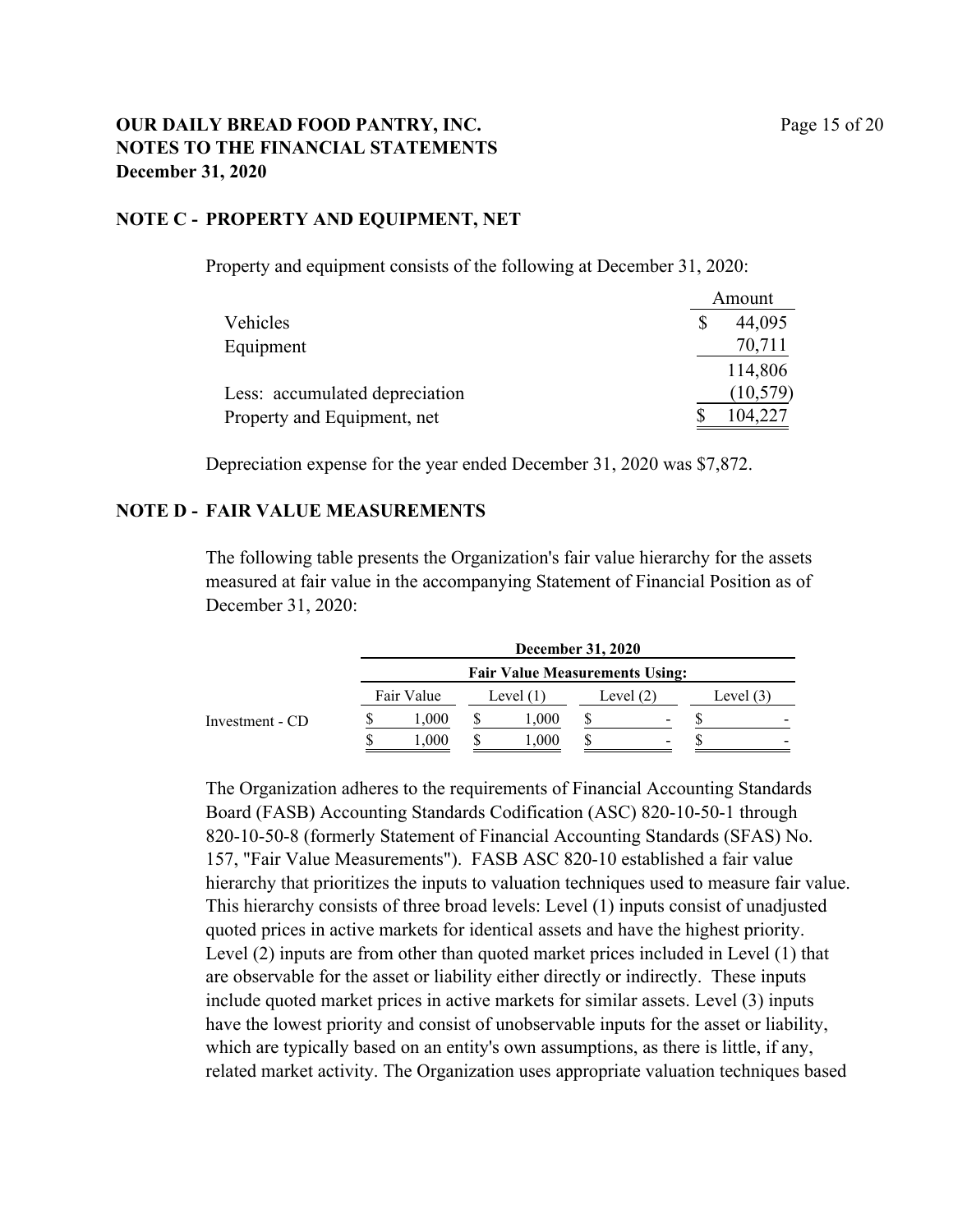**OUR DAILY BREAD FOOD PANTRY, INC.**
**NOTES TO THE FINANCIAL STATEMENTS**
**December 31, 2020**

## NOTE C - PROPERTY AND EQUIPMENT, NET

Property and equipment consists of the following at December 31, 2020:

| | Amount |
|---|---|
| Vehicles | $ 44,095 |
| Equipment | 70,711 |
| | 114,806 |
| Less: accumulated depreciation | (10,579) |
| Property and Equipment, net | $ 104,227 |

Depreciation expense for the year ended December 31, 2020 was $7,872.

## NOTE D - FAIR VALUE MEASUREMENTS

The following table presents the Organization's fair value hierarchy for the assets measured at fair value in the accompanying Statement of Financial Position as of December 31, 2020:

| | December 31, 2020 | | | |
|---|---|---|---|---|
| | Fair Value Measurements Using: | | | |
| | Fair Value | Level (1) | Level (2) | Level (3) |
| Investment - CD | $ 1,000 | $ 1,000 | $ - | $ - |
| | $ 1,000 | $ 1,000 | $ - | $ - |

The Organization adheres to the requirements of Financial Accounting Standards Board (FASB) Accounting Standards Codification (ASC) 820-10-50-1 through 820-10-50-8 (formerly Statement of Financial Accounting Standards (SFAS) No. 157, "Fair Value Measurements"). FASB ASC 820-10 established a fair value hierarchy that prioritizes the inputs to valuation techniques used to measure fair value. This hierarchy consists of three broad levels: Level (1) inputs consist of unadjusted quoted prices in active markets for identical assets and have the highest priority. Level (2) inputs are from other than quoted market prices included in Level (1) that are observable for the asset or liability either directly or indirectly. These inputs include quoted market prices in active markets for similar assets. Level (3) inputs have the lowest priority and consist of unobservable inputs for the asset or liability, which are typically based on an entity's own assumptions, as there is little, if any, related market activity. The Organization uses appropriate valuation techniques based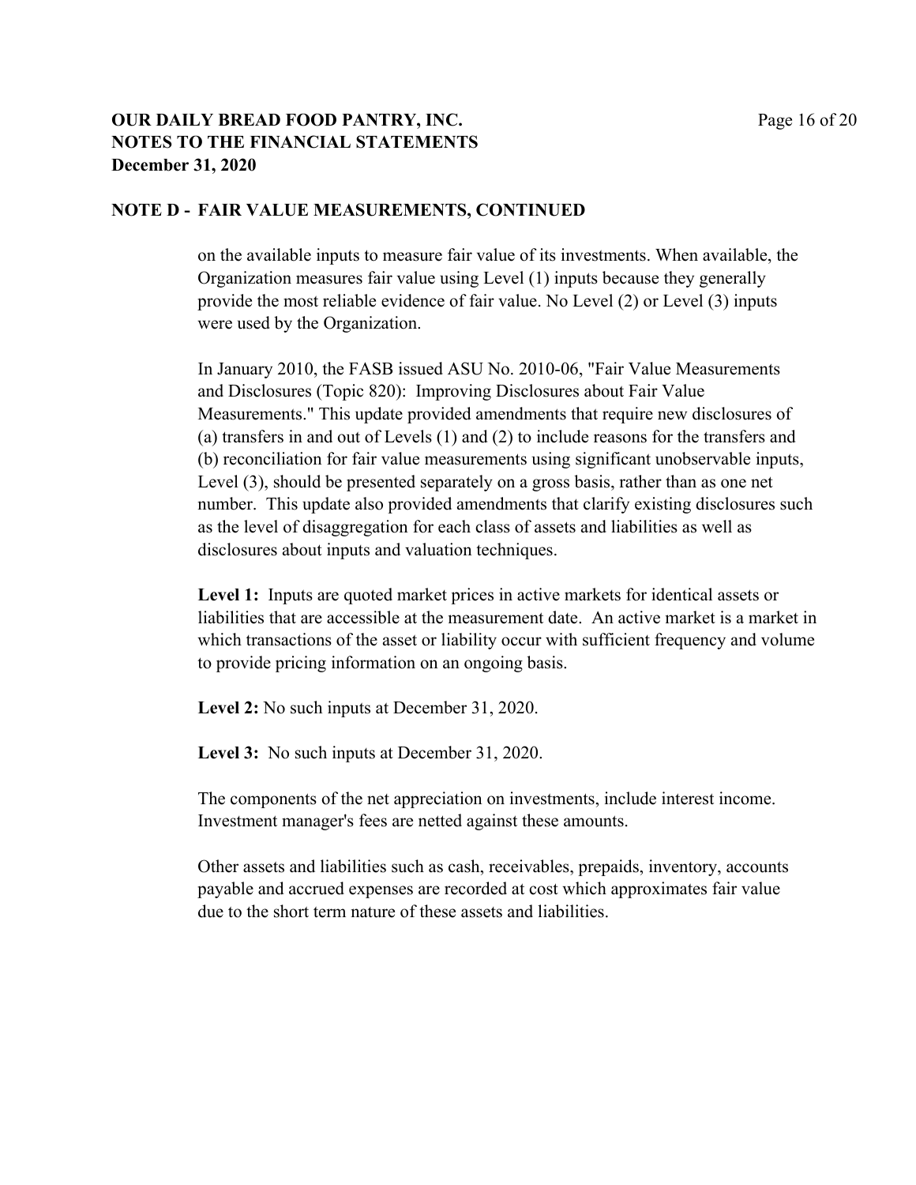## NOTE D - FAIR VALUE MEASUREMENTS, CONTINUED

on the available inputs to measure fair value of its investments. When available, the Organization measures fair value using Level (1) inputs because they generally provide the most reliable evidence of fair value. No Level (2) or Level (3) inputs were used by the Organization.

In January 2010, the FASB issued ASU No. 2010-06, "Fair Value Measurements and Disclosures (Topic 820): Improving Disclosures about Fair Value Measurements." This update provided amendments that require new disclosures of (a) transfers in and out of Levels (1) and (2) to include reasons for the transfers and (b) reconciliation for fair value measurements using significant unobservable inputs, Level (3), should be presented separately on a gross basis, rather than as one net number. This update also provided amendments that clarify existing disclosures such as the level of disaggregation for each class of assets and liabilities as well as disclosures about inputs and valuation techniques.

**Level 1:** Inputs are quoted market prices in active markets for identical assets or liabilities that are accessible at the measurement date. An active market is a market in which transactions of the asset or liability occur with sufficient frequency and volume to provide pricing information on an ongoing basis.

**Level 2:** No such inputs at December 31, 2020.

**Level 3:** No such inputs at December 31, 2020.

The components of the net appreciation on investments, include interest income. Investment manager's fees are netted against these amounts.

Other assets and liabilities such as cash, receivables, prepaids, inventory, accounts payable and accrued expenses are recorded at cost which approximates fair value due to the short term nature of these assets and liabilities.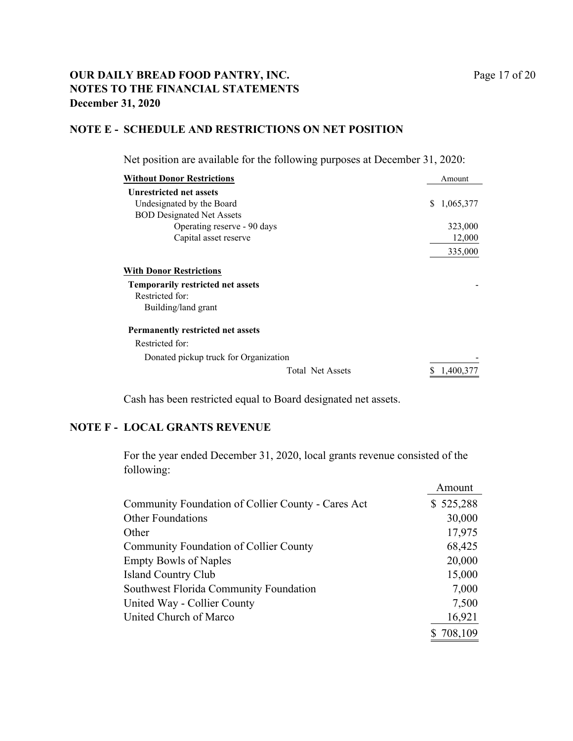**OUR DAILY BREAD FOOD PANTRY, INC.**
**NOTES TO THE FINANCIAL STATEMENTS**
**December 31, 2020**

## NOTE E - SCHEDULE AND RESTRICTIONS ON NET POSITION

Net position are available for the following purposes at December 31, 2020:

| **Without Donor Restrictions** | Amount |
|---|---|
| **Unrestricted net assets** | |
| Undesignated by the Board | $ 1,065,377 |
| BOD Designated Net Assets | |
| Operating reserve - 90 days | 323,000 |
| Capital asset reserve | 12,000 |
| | 335,000 |
| **With Donor Restrictions** | |
| **Temporarily restricted net assets** | - |
| Restricted for: | |
| Building/land grant | |
| **Permanently restricted net assets** | |
| Restricted for: | |
| Donated pickup truck for Organization | - |
| Total Net Assets | $ 1,400,377 |

Cash has been restricted equal to Board designated net assets.

## NOTE F - LOCAL GRANTS REVENUE

For the year ended December 31, 2020, local grants revenue consisted of the following:

| | Amount |
|---|---|
| Community Foundation of Collier County - Cares Act | $ 525,288 |
| Other Foundations | 30,000 |
| Other | 17,975 |
| Community Foundation of Collier County | 68,425 |
| Empty Bowls of Naples | 20,000 |
| Island Country Club | 15,000 |
| Southwest Florida Community Foundation | 7,000 |
| United Way - Collier County | 7,500 |
| United Church of Marco | 16,921 |
| | $ 708,109 |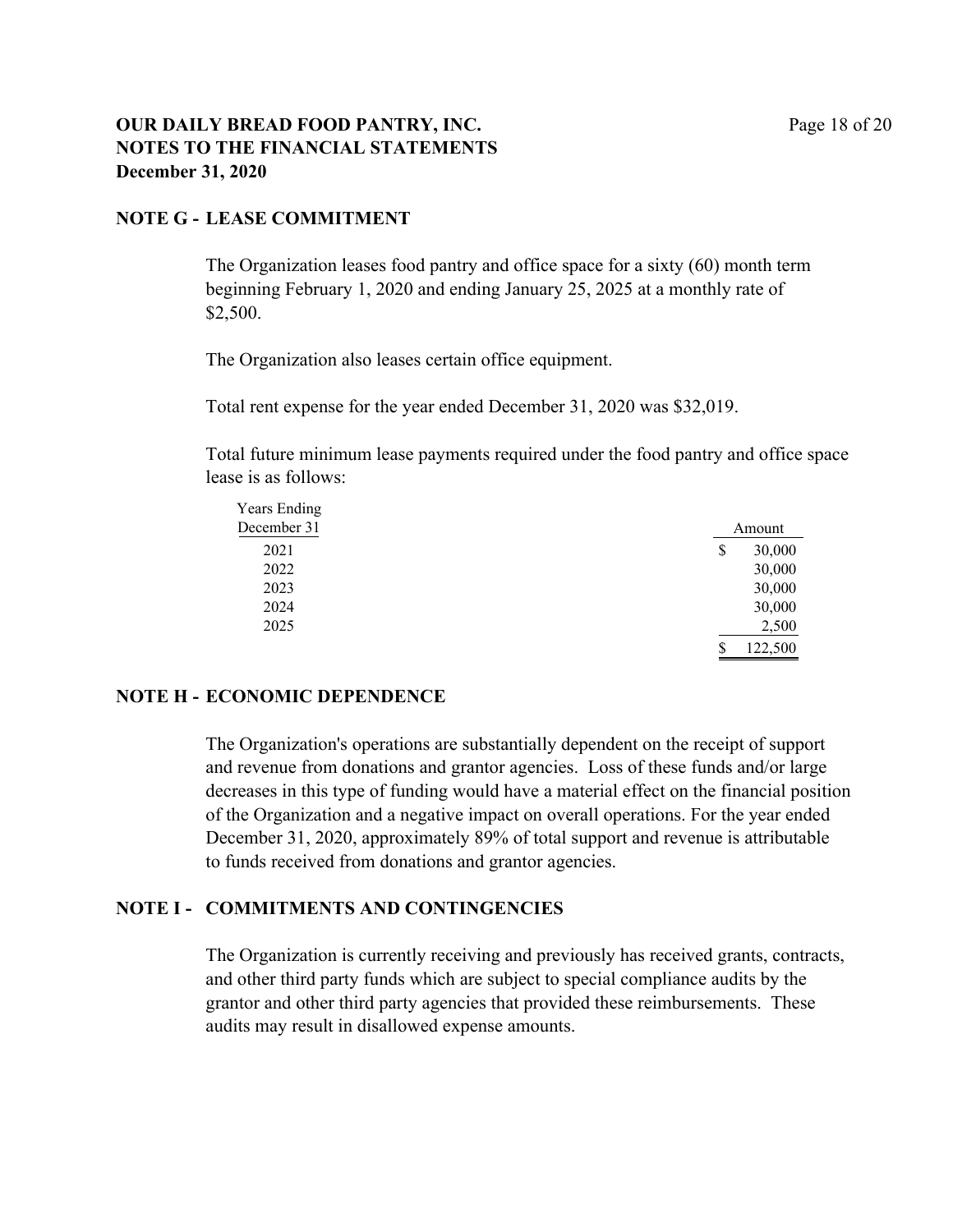**OUR DAILY BREAD FOOD PANTRY, INC.**
**NOTES TO THE FINANCIAL STATEMENTS**
**December 31, 2020**

## NOTE G - LEASE COMMITMENT

The Organization leases food pantry and office space for a sixty (60) month term beginning February 1, 2020 and ending January 25, 2025 at a monthly rate of $2,500.

The Organization also leases certain office equipment.

Total rent expense for the year ended December 31, 2020 was $32,019.

Total future minimum lease payments required under the food pantry and office space lease is as follows:

| Years Ending December 31 | Amount |
|---|---|
| 2021 | $ 30,000 |
| 2022 | 30,000 |
| 2023 | 30,000 |
| 2024 | 30,000 |
| 2025 | 2,500 |
| | $ 122,500 |

## NOTE H - ECONOMIC DEPENDENCE

The Organization's operations are substantially dependent on the receipt of support and revenue from donations and grantor agencies. Loss of these funds and/or large decreases in this type of funding would have a material effect on the financial position of the Organization and a negative impact on overall operations. For the year ended December 31, 2020, approximately 89% of total support and revenue is attributable to funds received from donations and grantor agencies.

## NOTE I - COMMITMENTS AND CONTINGENCIES

The Organization is currently receiving and previously has received grants, contracts, and other third party funds which are subject to special compliance audits by the grantor and other third party agencies that provided these reimbursements. These audits may result in disallowed expense amounts.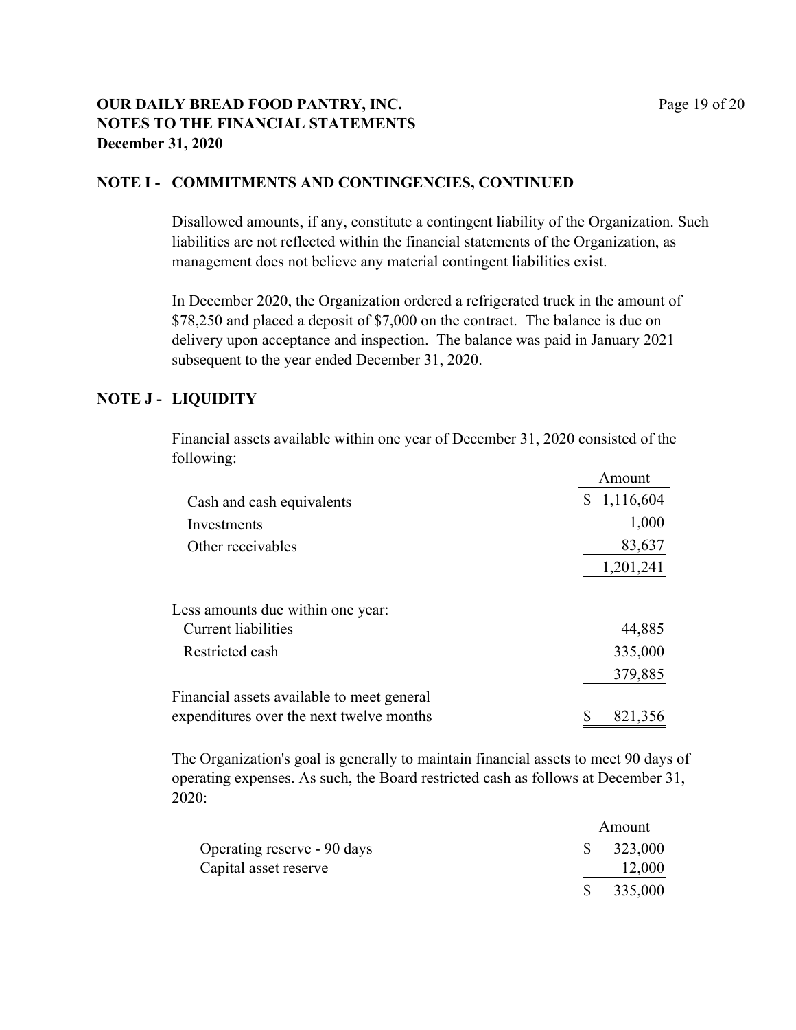## NOTE I - COMMITMENTS AND CONTINGENCIES, CONTINUED

Disallowed amounts, if any, constitute a contingent liability of the Organization. Such liabilities are not reflected within the financial statements of the Organization, as management does not believe any material contingent liabilities exist.

In December 2020, the Organization ordered a refrigerated truck in the amount of $78,250 and placed a deposit of $7,000 on the contract. The balance is due on delivery upon acceptance and inspection. The balance was paid in January 2021 subsequent to the year ended December 31, 2020.

## NOTE J - LIQUIDITY

Financial assets available within one year of December 31, 2020 consisted of the following:

| | Amount |
|---|---|
| Cash and cash equivalents | $ 1,116,604 |
| Investments | 1,000 |
| Other receivables | 83,637 |
| | 1,201,241 |
| Less amounts due within one year: | |
| Current liabilities | 44,885 |
| Restricted cash | 335,000 |
| | 379,885 |
| Financial assets available to meet general expenditures over the next twelve months | $ 821,356 |

The Organization's goal is generally to maintain financial assets to meet 90 days of operating expenses. As such, the Board restricted cash as follows at December 31, 2020:

| | Amount |
|---|---|
| Operating reserve - 90 days | $ 323,000 |
| Capital asset reserve | 12,000 |
| | $ 335,000 |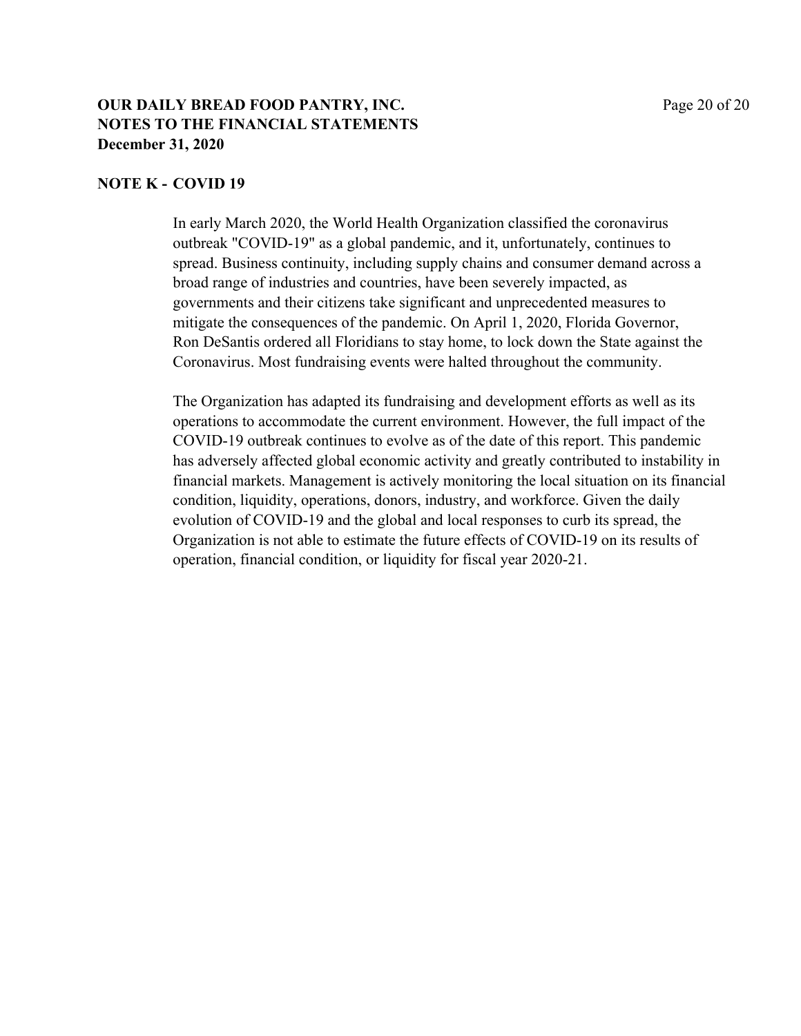**OUR DAILY BREAD FOOD PANTRY, INC.**
**NOTES TO THE FINANCIAL STATEMENTS**
**December 31, 2020**

## NOTE K - COVID 19

In early March 2020, the World Health Organization classified the coronavirus outbreak "COVID-19" as a global pandemic, and it, unfortunately, continues to spread. Business continuity, including supply chains and consumer demand across a broad range of industries and countries, have been severely impacted, as governments and their citizens take significant and unprecedented measures to mitigate the consequences of the pandemic. On April 1, 2020, Florida Governor, Ron DeSantis ordered all Floridians to stay home, to lock down the State against the Coronavirus. Most fundraising events were halted throughout the community.

The Organization has adapted its fundraising and development efforts as well as its operations to accommodate the current environment. However, the full impact of the COVID-19 outbreak continues to evolve as of the date of this report. This pandemic has adversely affected global economic activity and greatly contributed to instability in financial markets. Management is actively monitoring the local situation on its financial condition, liquidity, operations, donors, industry, and workforce. Given the daily evolution of COVID-19 and the global and local responses to curb its spread, the Organization is not able to estimate the future effects of COVID-19 on its results of operation, financial condition, or liquidity for fiscal year 2020-21.